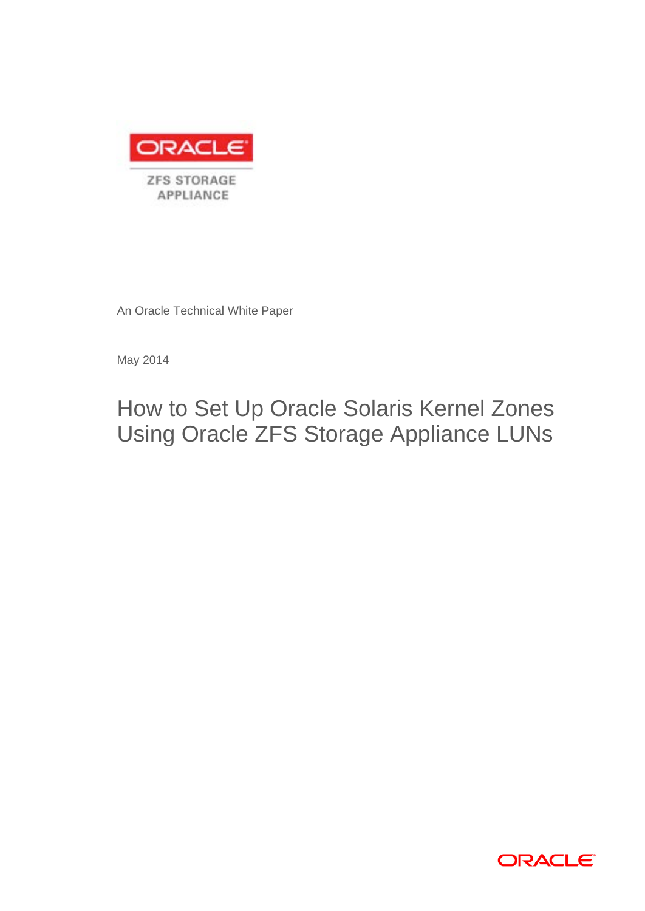ORACLE

ZFS STORAGE APPLIANCE

An Oracle Technical White Paper

May 2014

# How to Set Up Oracle Solaris Kernel Zones Using Oracle ZFS Storage Appliance LUNs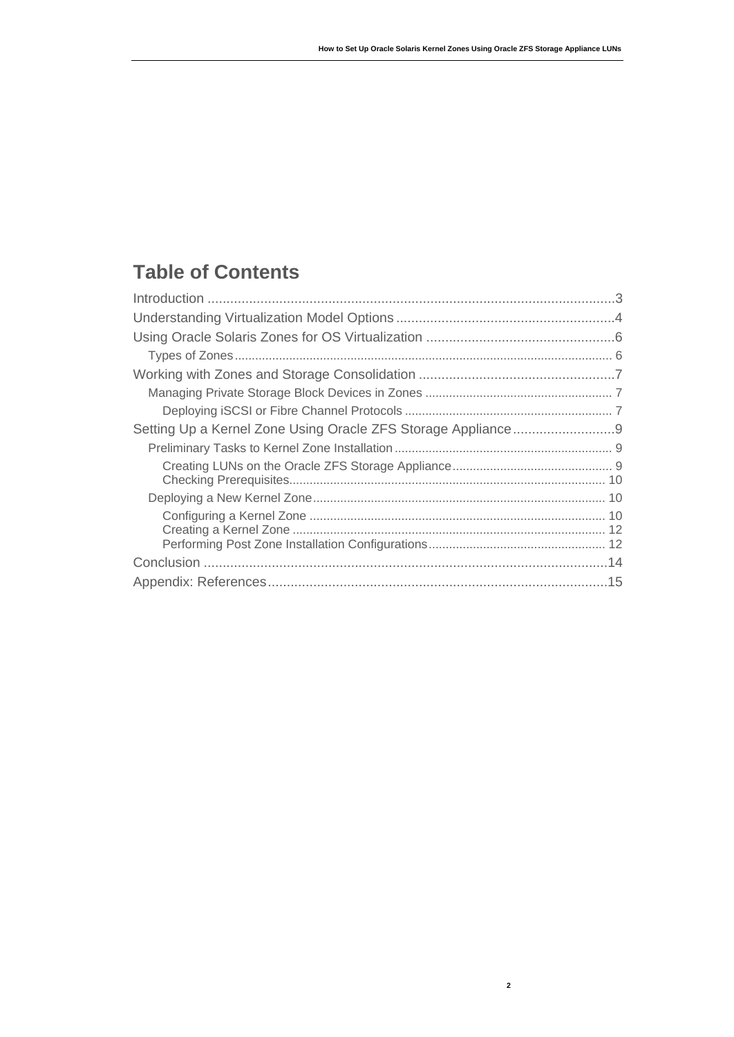## Table of Contents

Introduction .......................................................................................................3
Understanding Virtualization Model Options ....................................................4
Using Oracle Solaris Zones for OS Virtualization .............................................6
  Types of Zones ...............................................................................................6
Working with Zones and Storage Consolidation ...............................................7
  Managing Private Storage Block Devices in Zones .........................................7
    Deploying iSCSI or Fibre Channel Protocols ...............................................7
Setting Up a Kernel Zone Using Oracle ZFS Storage Appliance .......................9
  Preliminary Tasks to Kernel Zone Installation ................................................9
    Creating LUNs on the Oracle ZFS Storage Appliance ..................................9
    Checking Prerequisites ...............................................................................10
  Deploying a New Kernel Zone .......................................................................10
    Configuring a Kernel Zone ..........................................................................10
    Creating a Kernel Zone ...............................................................................12
    Performing Post Zone Installation Configurations .......................................12
Conclusion .......................................................................................................14
Appendix: References .......................................................................................15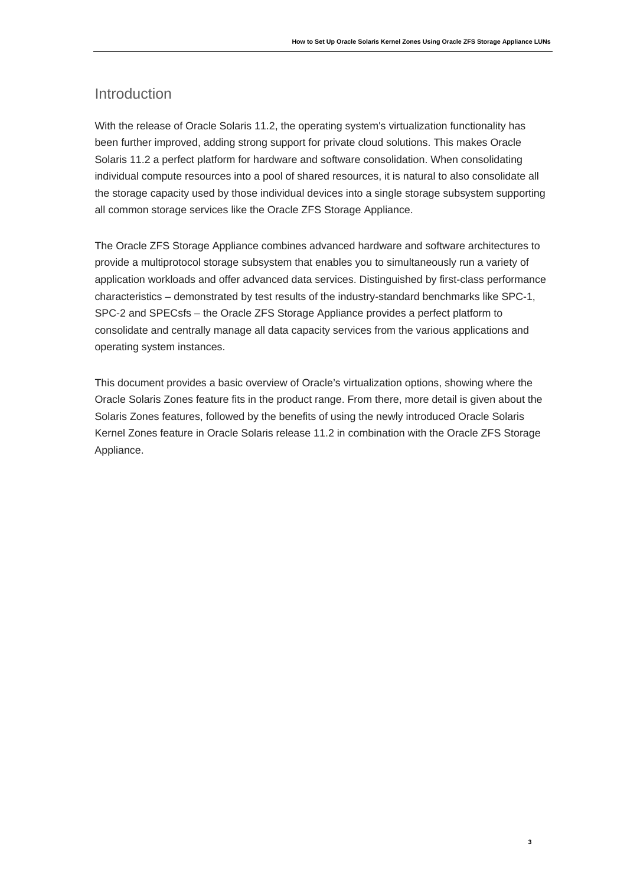## Introduction

With the release of Oracle Solaris 11.2, the operating system's virtualization functionality has been further improved, adding strong support for private cloud solutions. This makes Oracle Solaris 11.2 a perfect platform for hardware and software consolidation. When consolidating individual compute resources into a pool of shared resources, it is natural to also consolidate all the storage capacity used by those individual devices into a single storage subsystem supporting all common storage services like the Oracle ZFS Storage Appliance.

The Oracle ZFS Storage Appliance combines advanced hardware and software architectures to provide a multiprotocol storage subsystem that enables you to simultaneously run a variety of application workloads and offer advanced data services. Distinguished by first-class performance characteristics – demonstrated by test results of the industry-standard benchmarks like SPC-1, SPC-2 and SPECsfs – the Oracle ZFS Storage Appliance provides a perfect platform to consolidate and centrally manage all data capacity services from the various applications and operating system instances.

This document provides a basic overview of Oracle’s virtualization options, showing where the Oracle Solaris Zones feature fits in the product range. From there, more detail is given about the Solaris Zones features, followed by the benefits of using the newly introduced Oracle Solaris Kernel Zones feature in Oracle Solaris release 11.2 in combination with the Oracle ZFS Storage Appliance.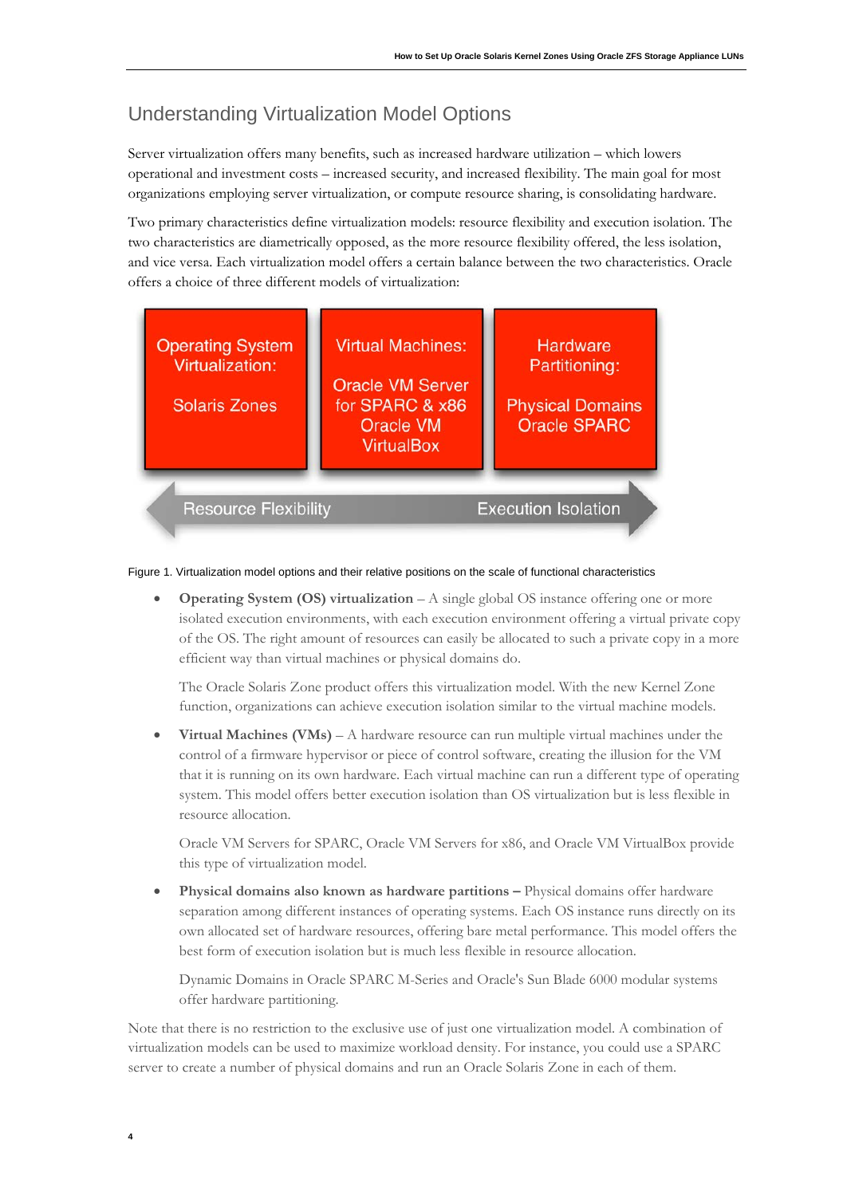## Understanding Virtualization Model Options

Server virtualization offers many benefits, such as increased hardware utilization – which lowers operational and investment costs – increased security, and increased flexibility. The main goal for most organizations employing server virtualization, or compute resource sharing, is consolidating hardware.

Two primary characteristics define virtualization models: resource flexibility and execution isolation. The two characteristics are diametrically opposed, as the more resource flexibility offered, the less isolation, and vice versa. Each virtualization model offers a certain balance between the two characteristics. Oracle offers a choice of three different models of virtualization:

| Operating System Virtualization: | Virtual Machines: | Hardware Partitioning: |
| --- | --- | --- |
| Solaris Zones | Oracle VM Server for SPARC & x86, Oracle VM VirtualBox | Physical Domains Oracle SPARC |

Resource Flexibility ⟷ Execution Isolation

Figure 1. Virtualization model options and their relative positions on the scale of functional characteristics

- **Operating System (OS) virtualization** – A single global OS instance offering one or more isolated execution environments, with each execution environment offering a virtual private copy of the OS. The right amount of resources can easily be allocated to such a private copy in a more efficient way than virtual machines or physical domains do.

  The Oracle Solaris Zone product offers this virtualization model. With the new Kernel Zone function, organizations can achieve execution isolation similar to the virtual machine models.

- **Virtual Machines (VMs)** – A hardware resource can run multiple virtual machines under the control of a firmware hypervisor or piece of control software, creating the illusion for the VM that it is running on its own hardware. Each virtual machine can run a different type of operating system. This model offers better execution isolation than OS virtualization but is less flexible in resource allocation.

  Oracle VM Servers for SPARC, Oracle VM Servers for x86, and Oracle VM VirtualBox provide this type of virtualization model.

- **Physical domains also known as hardware partitions –** Physical domains offer hardware separation among different instances of operating systems. Each OS instance runs directly on its own allocated set of hardware resources, offering bare metal performance. This model offers the best form of execution isolation but is much less flexible in resource allocation.

  Dynamic Domains in Oracle SPARC M-Series and Oracle's Sun Blade 6000 modular systems offer hardware partitioning.

Note that there is no restriction to the exclusive use of just one virtualization model. A combination of virtualization models can be used to maximize workload density. For instance, you could use a SPARC server to create a number of physical domains and run an Oracle Solaris Zone in each of them.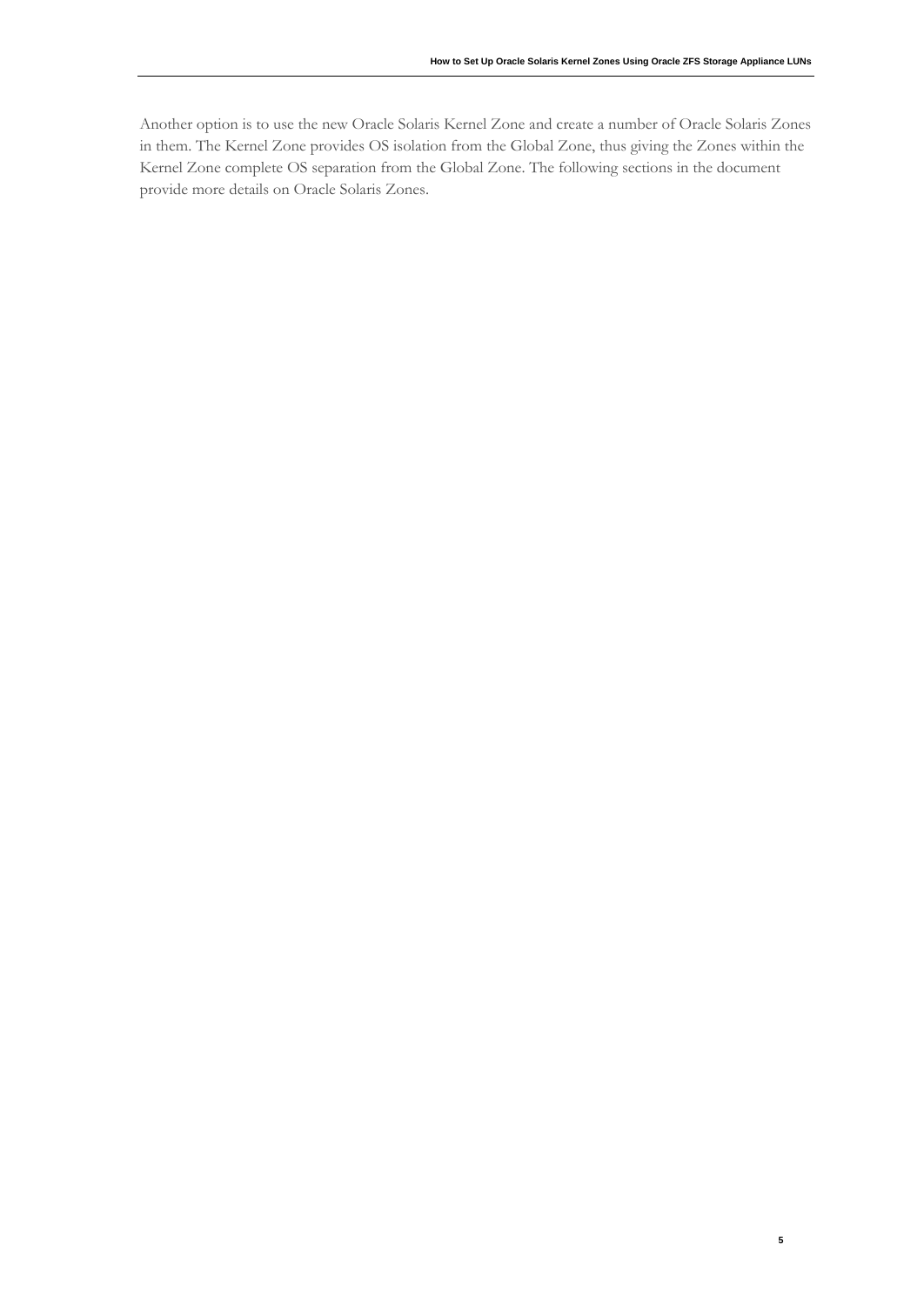Another option is to use the new Oracle Solaris Kernel Zone and create a number of Oracle Solaris Zones in them. The Kernel Zone provides OS isolation from the Global Zone, thus giving the Zones within the Kernel Zone complete OS separation from the Global Zone. The following sections in the document provide more details on Oracle Solaris Zones.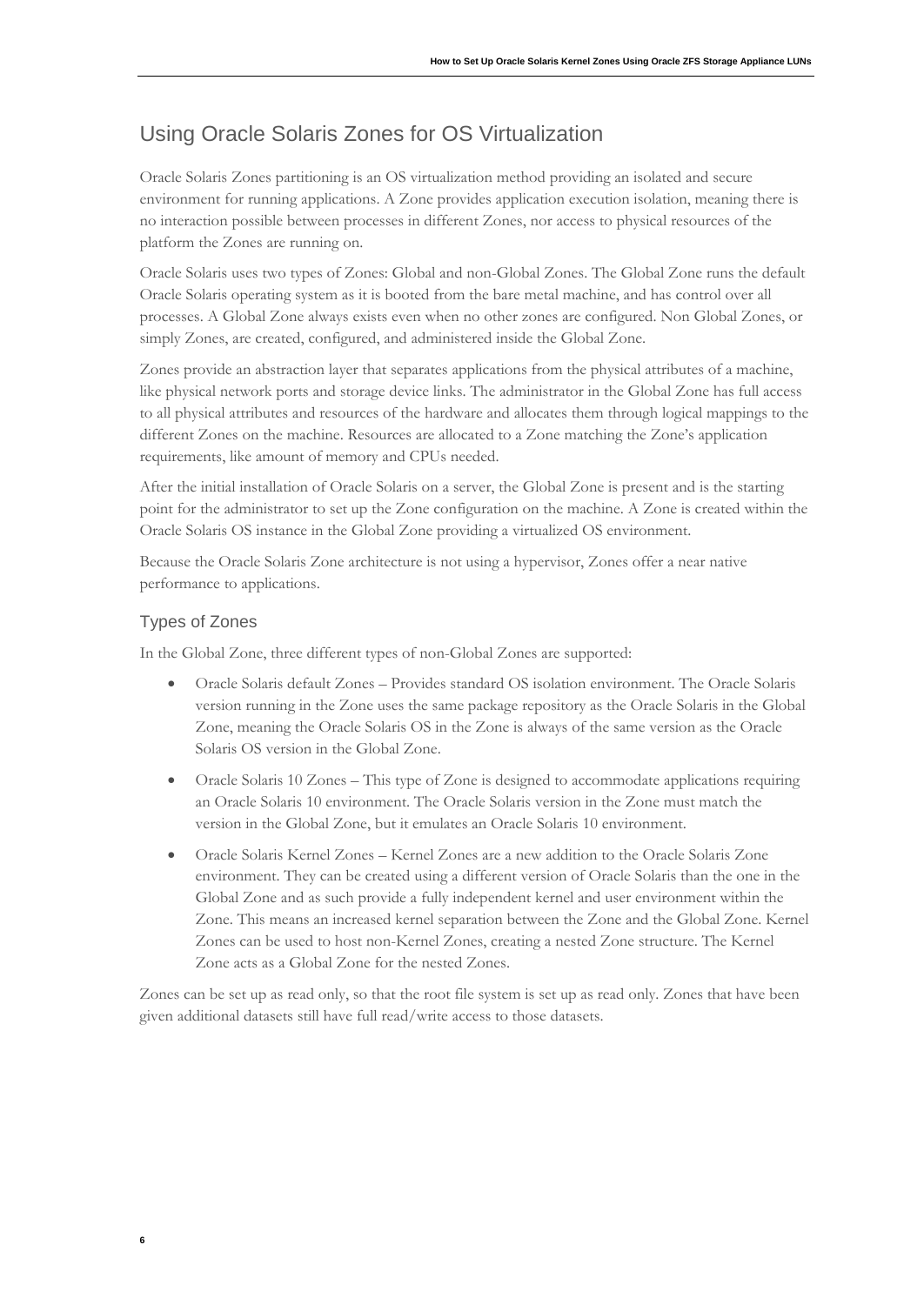## Using Oracle Solaris Zones for OS Virtualization

Oracle Solaris Zones partitioning is an OS virtualization method providing an isolated and secure environment for running applications. A Zone provides application execution isolation, meaning there is no interaction possible between processes in different Zones, nor access to physical resources of the platform the Zones are running on.

Oracle Solaris uses two types of Zones: Global and non-Global Zones. The Global Zone runs the default Oracle Solaris operating system as it is booted from the bare metal machine, and has control over all processes. A Global Zone always exists even when no other zones are configured. Non Global Zones, or simply Zones, are created, configured, and administered inside the Global Zone.

Zones provide an abstraction layer that separates applications from the physical attributes of a machine, like physical network ports and storage device links. The administrator in the Global Zone has full access to all physical attributes and resources of the hardware and allocates them through logical mappings to the different Zones on the machine. Resources are allocated to a Zone matching the Zone's application requirements, like amount of memory and CPUs needed.

After the initial installation of Oracle Solaris on a server, the Global Zone is present and is the starting point for the administrator to set up the Zone configuration on the machine. A Zone is created within the Oracle Solaris OS instance in the Global Zone providing a virtualized OS environment.

Because the Oracle Solaris Zone architecture is not using a hypervisor, Zones offer a near native performance to applications.

### Types of Zones

In the Global Zone, three different types of non-Global Zones are supported:

- Oracle Solaris default Zones – Provides standard OS isolation environment. The Oracle Solaris version running in the Zone uses the same package repository as the Oracle Solaris in the Global Zone, meaning the Oracle Solaris OS in the Zone is always of the same version as the Oracle Solaris OS version in the Global Zone.
- Oracle Solaris 10 Zones – This type of Zone is designed to accommodate applications requiring an Oracle Solaris 10 environment. The Oracle Solaris version in the Zone must match the version in the Global Zone, but it emulates an Oracle Solaris 10 environment.
- Oracle Solaris Kernel Zones – Kernel Zones are a new addition to the Oracle Solaris Zone environment. They can be created using a different version of Oracle Solaris than the one in the Global Zone and as such provide a fully independent kernel and user environment within the Zone. This means an increased kernel separation between the Zone and the Global Zone. Kernel Zones can be used to host non-Kernel Zones, creating a nested Zone structure. The Kernel Zone acts as a Global Zone for the nested Zones.

Zones can be set up as read only, so that the root file system is set up as read only. Zones that have been given additional datasets still have full read/write access to those datasets.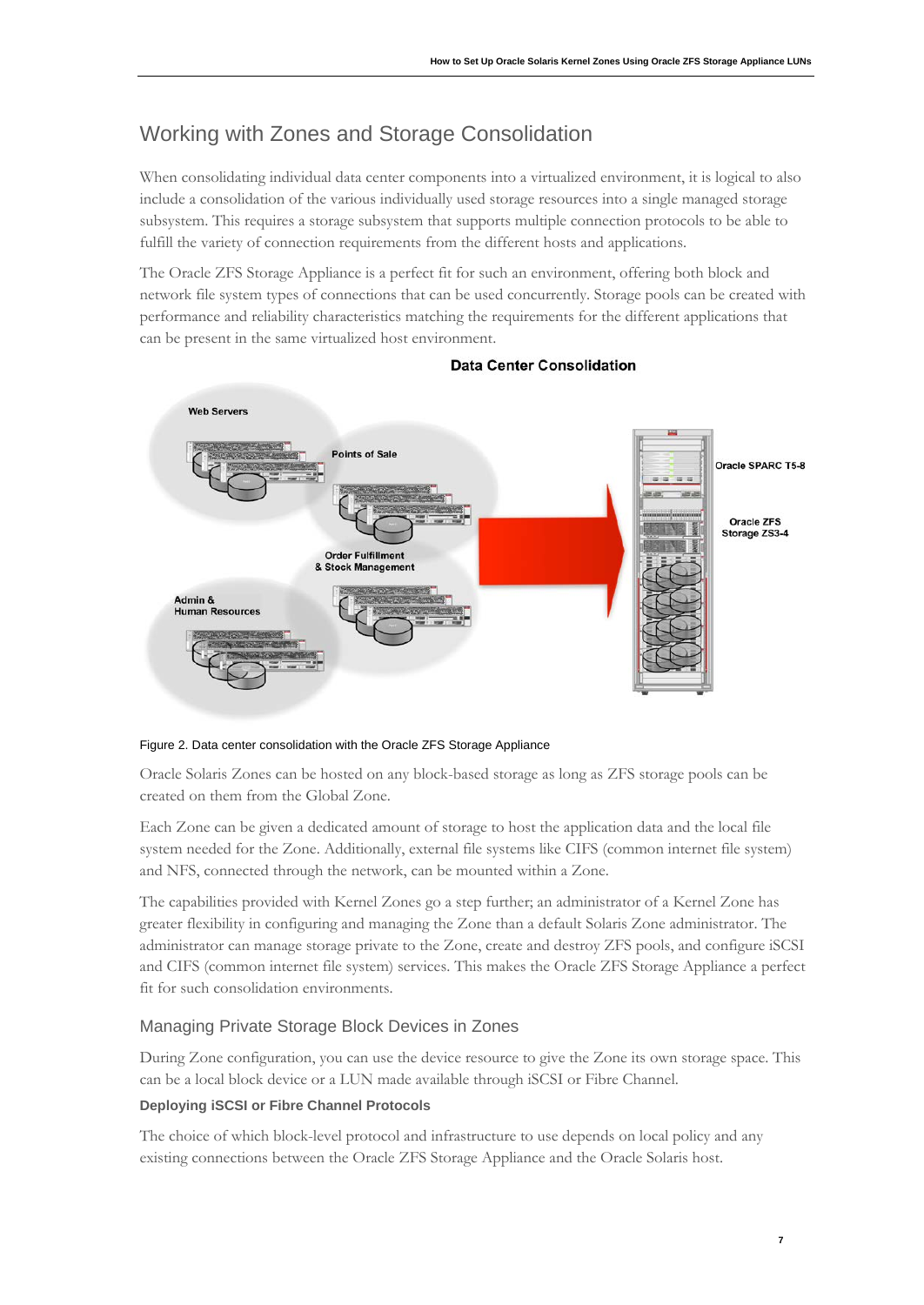## Working with Zones and Storage Consolidation

When consolidating individual data center components into a virtualized environment, it is logical to also include a consolidation of the various individually used storage resources into a single managed storage subsystem. This requires a storage subsystem that supports multiple connection protocols to be able to fulfill the variety of connection requirements from the different hosts and applications.

The Oracle ZFS Storage Appliance is a perfect fit for such an environment, offering both block and network file system types of connections that can be used concurrently. Storage pools can be created with performance and reliability characteristics matching the requirements for the different applications that can be present in the same virtualized host environment.

Figure 2. Data center consolidation with the Oracle ZFS Storage Appliance

Oracle Solaris Zones can be hosted on any block-based storage as long as ZFS storage pools can be created on them from the Global Zone.

Each Zone can be given a dedicated amount of storage to host the application data and the local file system needed for the Zone. Additionally, external file systems like CIFS (common internet file system) and NFS, connected through the network, can be mounted within a Zone.

The capabilities provided with Kernel Zones go a step further; an administrator of a Kernel Zone has greater flexibility in configuring and managing the Zone than a default Solaris Zone administrator. The administrator can manage storage private to the Zone, create and destroy ZFS pools, and configure iSCSI and CIFS (common internet file system) services. This makes the Oracle ZFS Storage Appliance a perfect fit for such consolidation environments.

### Managing Private Storage Block Devices in Zones

During Zone configuration, you can use the device resource to give the Zone its own storage space. This can be a local block device or a LUN made available through iSCSI or Fibre Channel.

#### Deploying iSCSI or Fibre Channel Protocols

The choice of which block-level protocol and infrastructure to use depends on local policy and any existing connections between the Oracle ZFS Storage Appliance and the Oracle Solaris host.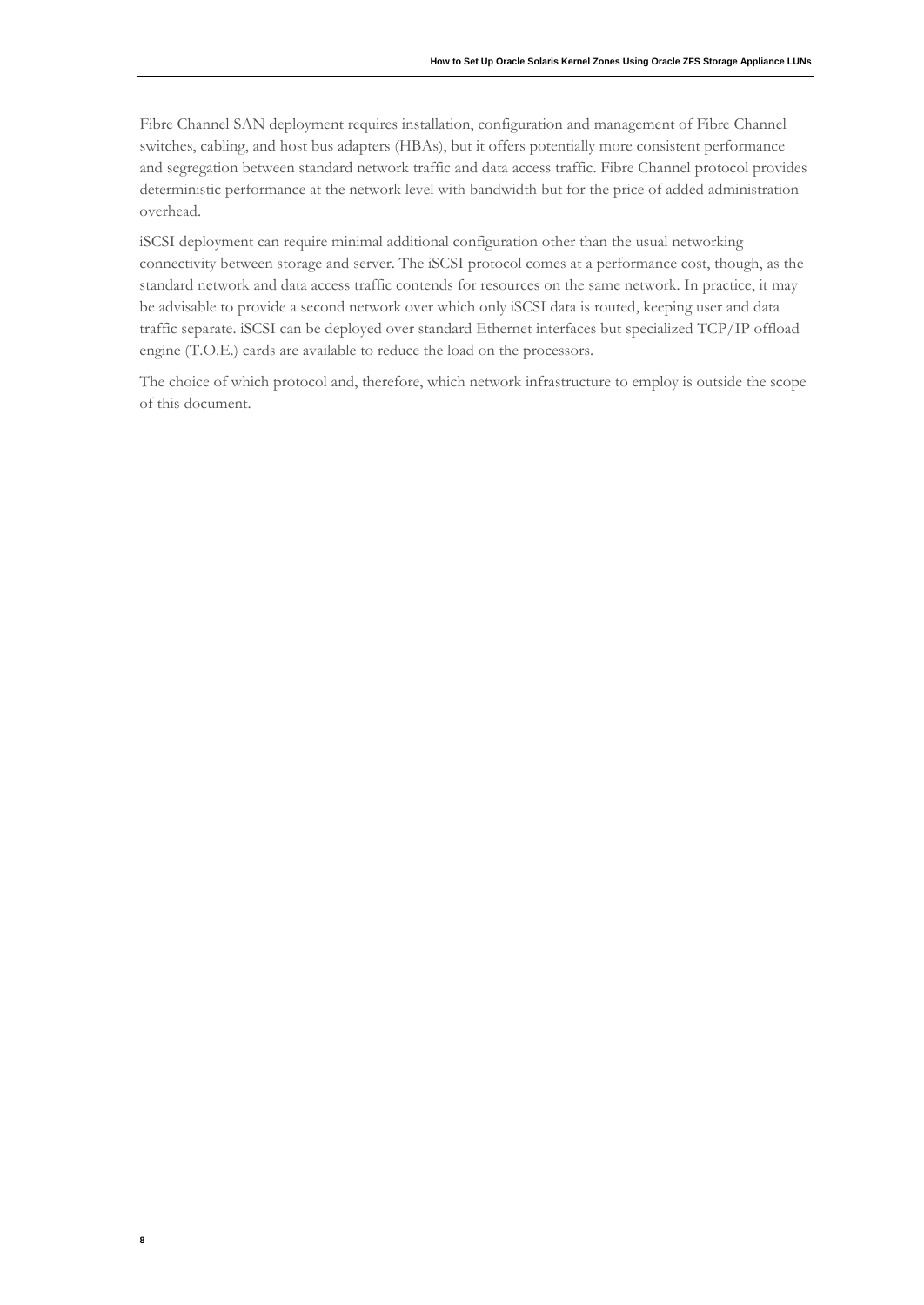Fibre Channel SAN deployment requires installation, configuration and management of Fibre Channel switches, cabling, and host bus adapters (HBAs), but it offers potentially more consistent performance and segregation between standard network traffic and data access traffic. Fibre Channel protocol provides deterministic performance at the network level with bandwidth but for the price of added administration overhead.

iSCSI deployment can require minimal additional configuration other than the usual networking connectivity between storage and server. The iSCSI protocol comes at a performance cost, though, as the standard network and data access traffic contends for resources on the same network. In practice, it may be advisable to provide a second network over which only iSCSI data is routed, keeping user and data traffic separate. iSCSI can be deployed over standard Ethernet interfaces but specialized TCP/IP offload engine (T.O.E.) cards are available to reduce the load on the processors.

The choice of which protocol and, therefore, which network infrastructure to employ is outside the scope of this document.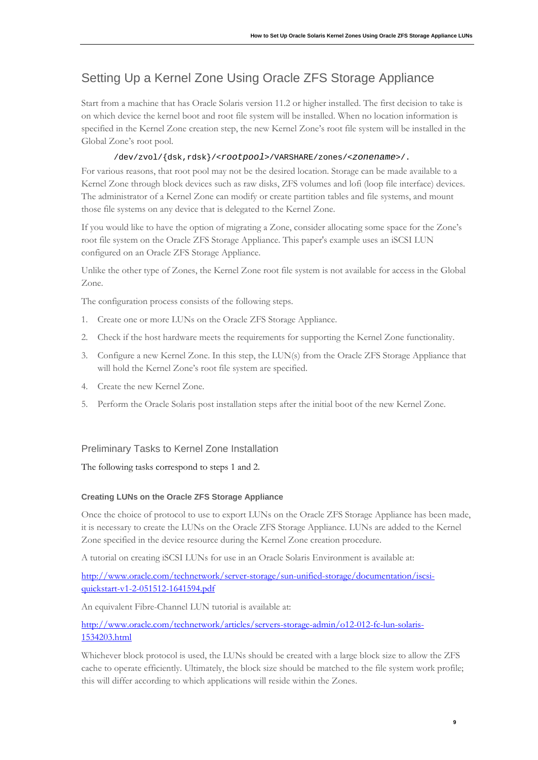## Setting Up a Kernel Zone Using Oracle ZFS Storage Appliance

Start from a machine that has Oracle Solaris version 11.2 or higher installed. The first decision to take is on which device the kernel boot and root file system will be installed. When no location information is specified in the Kernel Zone creation step, the new Kernel Zone's root file system will be installed in the Global Zone's root pool.

```
/dev/zvol/{dsk,rdsk}/<rootpool>/VARSHARE/zones/<zonename>/.
```

For various reasons, that root pool may not be the desired location. Storage can be made available to a Kernel Zone through block devices such as raw disks, ZFS volumes and lofi (loop file interface) devices. The administrator of a Kernel Zone can modify or create partition tables and file systems, and mount those file systems on any device that is delegated to the Kernel Zone.

If you would like to have the option of migrating a Zone, consider allocating some space for the Zone's root file system on the Oracle ZFS Storage Appliance. This paper's example uses an iSCSI LUN configured on an Oracle ZFS Storage Appliance.

Unlike the other type of Zones, the Kernel Zone root file system is not available for access in the Global Zone.

The configuration process consists of the following steps.

1. Create one or more LUNs on the Oracle ZFS Storage Appliance.
2. Check if the host hardware meets the requirements for supporting the Kernel Zone functionality.
3. Configure a new Kernel Zone. In this step, the LUN(s) from the Oracle ZFS Storage Appliance that will hold the Kernel Zone's root file system are specified.
4. Create the new Kernel Zone.
5. Perform the Oracle Solaris post installation steps after the initial boot of the new Kernel Zone.

### Preliminary Tasks to Kernel Zone Installation

The following tasks correspond to steps 1 and 2.

#### Creating LUNs on the Oracle ZFS Storage Appliance

Once the choice of protocol to use to export LUNs on the Oracle ZFS Storage Appliance has been made, it is necessary to create the LUNs on the Oracle ZFS Storage Appliance. LUNs are added to the Kernel Zone specified in the device resource during the Kernel Zone creation procedure.

A tutorial on creating iSCSI LUNs for use in an Oracle Solaris Environment is available at:

[http://www.oracle.com/technetwork/server-storage/sun-unified-storage/documentation/iscsi-quickstart-v1-2-051512-1641594.pdf](http://www.oracle.com/technetwork/server-storage/sun-unified-storage/documentation/iscsi-quickstart-v1-2-051512-1641594.pdf)

An equivalent Fibre-Channel LUN tutorial is available at:

[http://www.oracle.com/technetwork/articles/servers-storage-admin/o12-012-fc-lun-solaris-1534203.html](http://www.oracle.com/technetwork/articles/servers-storage-admin/o12-012-fc-lun-solaris-1534203.html)

Whichever block protocol is used, the LUNs should be created with a large block size to allow the ZFS cache to operate efficiently. Ultimately, the block size should be matched to the file system work profile; this will differ according to which applications will reside within the Zones.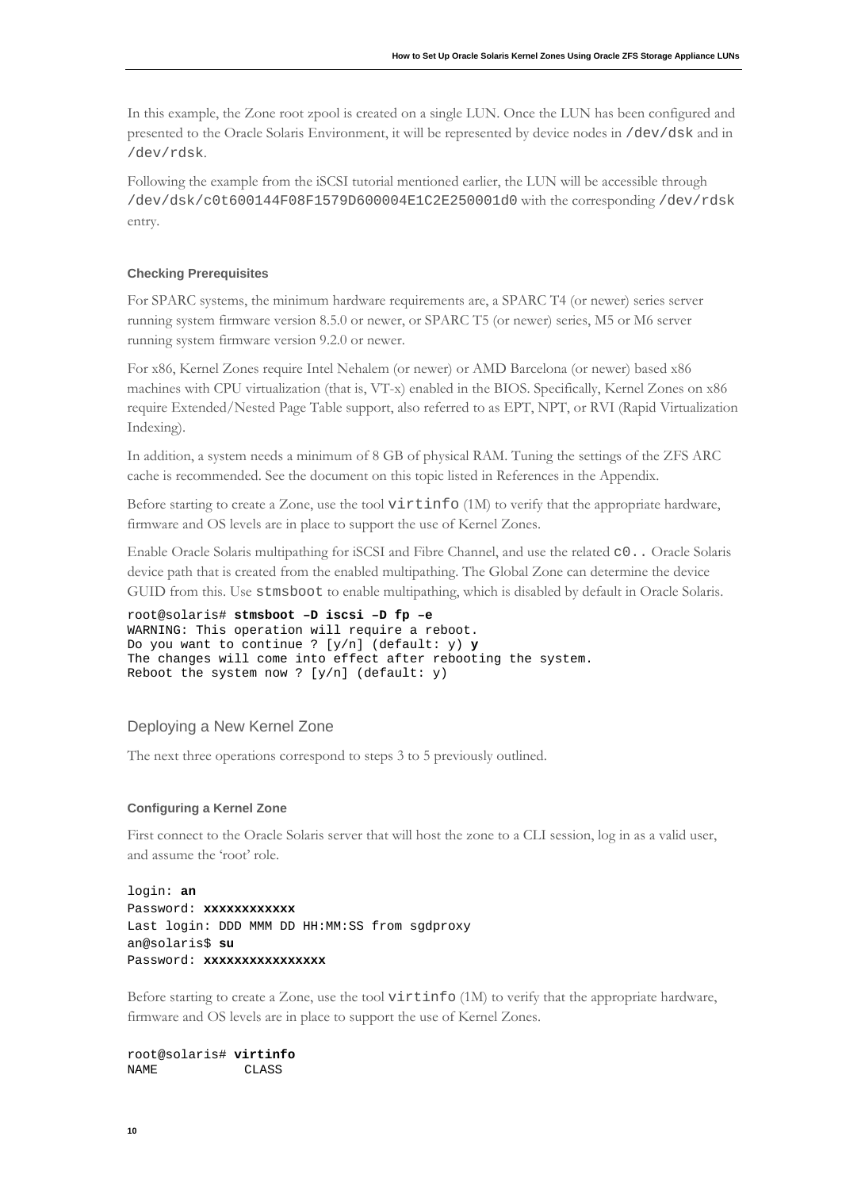In this example, the Zone root zpool is created on a single LUN. Once the LUN has been configured and presented to the Oracle Solaris Environment, it will be represented by device nodes in `/dev/dsk` and in `/dev/rdsk`.

Following the example from the iSCSI tutorial mentioned earlier, the LUN will be accessible through `/dev/dsk/c0t600144F08F1579D600004E1C2E250001d0` with the corresponding `/dev/rdsk` entry.

#### Checking Prerequisites

For SPARC systems, the minimum hardware requirements are, a SPARC T4 (or newer) series server running system firmware version 8.5.0 or newer, or SPARC T5 (or newer) series, M5 or M6 server running system firmware version 9.2.0 or newer.

For x86, Kernel Zones require Intel Nehalem (or newer) or AMD Barcelona (or newer) based x86 machines with CPU virtualization (that is, VT-x) enabled in the BIOS. Specifically, Kernel Zones on x86 require Extended/Nested Page Table support, also referred to as EPT, NPT, or RVI (Rapid Virtualization Indexing).

In addition, a system needs a minimum of 8 GB of physical RAM. Tuning the settings of the ZFS ARC cache is recommended. See the document on this topic listed in References in the Appendix.

Before starting to create a Zone, use the tool `virtinfo` (1M) to verify that the appropriate hardware, firmware and OS levels are in place to support the use of Kernel Zones.

Enable Oracle Solaris multipathing for iSCSI and Fibre Channel, and use the related `c0..` Oracle Solaris device path that is created from the enabled multipathing. The Global Zone can determine the device GUID from this. Use `stmsboot` to enable multipathing, which is disabled by default in Oracle Solaris.

```
root@solaris# stmsboot –D iscsi –D fp –e
WARNING: This operation will require a reboot.
Do you want to continue ? [y/n] (default: y) y
The changes will come into effect after rebooting the system.
Reboot the system now ? [y/n] (default: y)
```

## Deploying a New Kernel Zone

The next three operations correspond to steps 3 to 5 previously outlined.

#### Configuring a Kernel Zone

First connect to the Oracle Solaris server that will host the zone to a CLI session, log in as a valid user, and assume the 'root' role.

```
login: an
Password: xxxxxxxxxxxx
Last login: DDD MMM DD HH:MM:SS from sgdproxy
an@solaris$ su
Password: xxxxxxxxxxxxxxxx
```

Before starting to create a Zone, use the tool `virtinfo` (1M) to verify that the appropriate hardware, firmware and OS levels are in place to support the use of Kernel Zones.

```
root@solaris# virtinfo
NAME            CLASS
```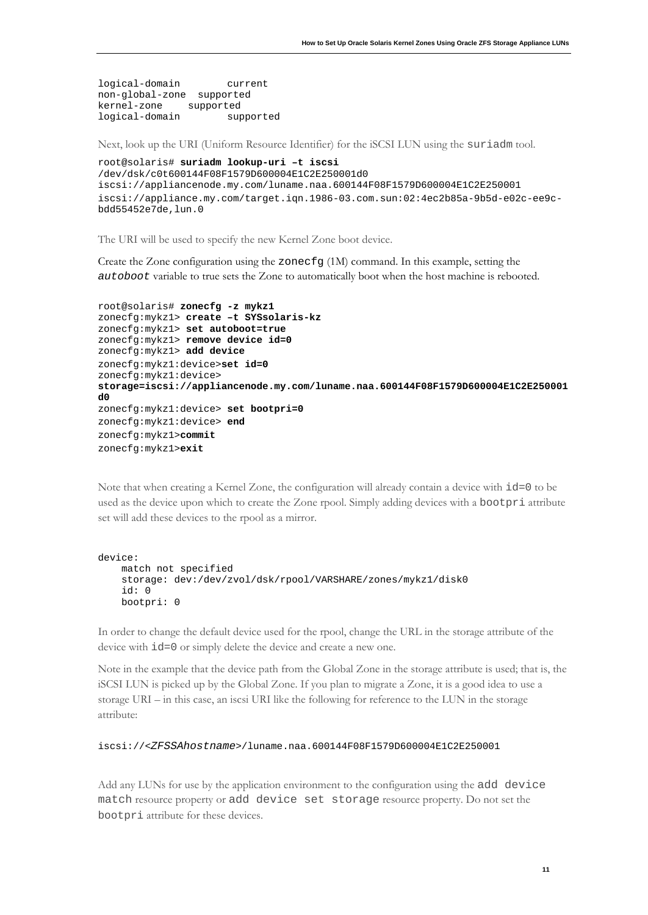```
logical-domain         current
non-global-zone  supported
kernel-zone      supported
logical-domain         supported
```

Next, look up the URI (Uniform Resource Identifier) for the iSCSI LUN using the `suriadm` tool.

```
root@solaris# suriadm lookup-uri –t iscsi
/dev/dsk/c0t600144F08F1579D600004E1C2E250001d0
iscsi://appliancenode.my.com/luname.naa.600144F08F1579D600004E1C2E250001
iscsi://appliance.my.com/target.iqn.1986-03.com.sun:02:4ec2b85a-9b5d-e02c-ee9c-bdd55452e7de,lun.0
```

The URI will be used to specify the new Kernel Zone boot device.

Create the Zone configuration using the `zonecfg` (1M) command. In this example, setting the *`autoboot`* variable to true sets the Zone to automatically boot when the host machine is rebooted.

```
root@solaris# zonecfg -z mykz1
zonecfg:mykz1> create –t SYSsolaris-kz
zonecfg:mykz1> set autoboot=true
zonecfg:mykz1> remove device id=0
zonecfg:mykz1> add device
zonecfg:mykz1:device>set id=0
zonecfg:mykz1:device>
storage=iscsi://appliancenode.my.com/luname.naa.600144F08F1579D600004E1C2E250001d0
zonecfg:mykz1:device> set bootpri=0
zonecfg:mykz1:device> end
zonecfg:mykz1>commit
zonecfg:mykz1>exit
```

Note that when creating a Kernel Zone, the configuration will already contain a device with `id=0` to be used as the device upon which to create the Zone rpool. Simply adding devices with a `bootpri` attribute set will add these devices to the rpool as a mirror.

```
device:
    match not specified
    storage: dev:/dev/zvol/dsk/rpool/VARSHARE/zones/mykz1/disk0
    id: 0
    bootpri: 0
```

In order to change the default device used for the rpool, change the URL in the storage attribute of the device with `id=0` or simply delete the device and create a new one.

Note in the example that the device path from the Global Zone in the storage attribute is used; that is, the iSCSI LUN is picked up by the Global Zone. If you plan to migrate a Zone, it is a good idea to use a storage URI – in this case, an iscsi URI like the following for reference to the LUN in the storage attribute:

```
iscsi://<ZFSSAhostname>/luname.naa.600144F08F1579D600004E1C2E250001
```

Add any LUNs for use by the application environment to the configuration using the `add device match` resource property or `add device set storage` resource property. Do not set the `bootpri` attribute for these devices.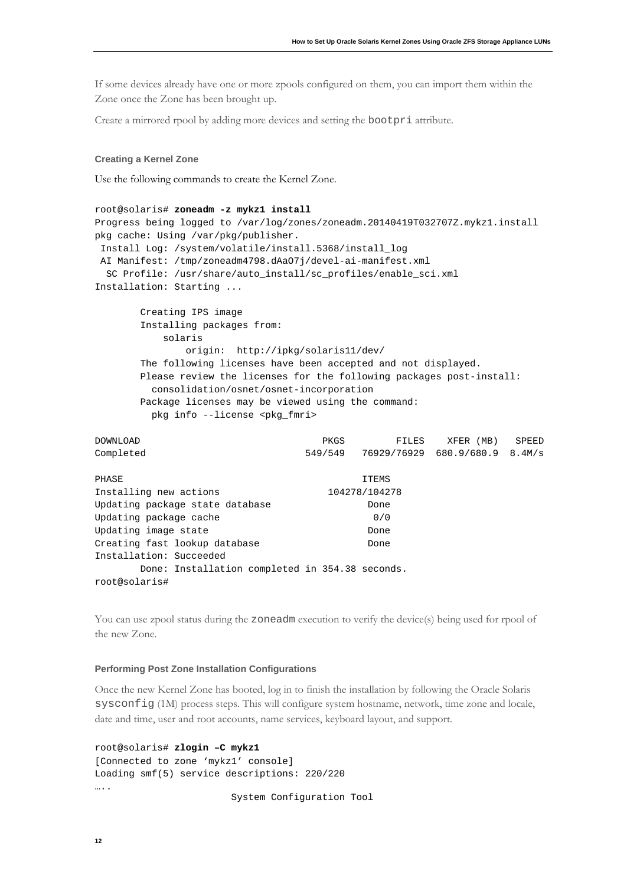If some devices already have one or more zpools configured on them, you can import them within the Zone once the Zone has been brought up.

Create a mirrored rpool by adding more devices and setting the `bootpri` attribute.

### Creating a Kernel Zone

Use the following commands to create the Kernel Zone.

```
root@solaris# zoneadm -z mykz1 install
Progress being logged to /var/log/zones/zoneadm.20140419T032707Z.mykz1.install
pkg cache: Using /var/pkg/publisher.
 Install Log: /system/volatile/install.5368/install_log
 AI Manifest: /tmp/zoneadm4798.dAaO7j/devel-ai-manifest.xml
  SC Profile: /usr/share/auto_install/sc_profiles/enable_sci.xml
Installation: Starting ...

        Creating IPS image
        Installing packages from:
            solaris
                origin:  http://ipkg/solaris11/dev/
        The following licenses have been accepted and not displayed.
        Please review the licenses for the following packages post-install:
          consolidation/osnet/osnet-incorporation
        Package licenses may be viewed using the command:
          pkg info --license <pkg_fmri>

DOWNLOAD                              PKGS         FILES    XFER (MB)   SPEED
Completed                          549/549   76929/76929  680.9/680.9  8.4M/s

PHASE                                      ITEMS
Installing new actions               104278/104278
Updating package state database             Done
Updating package cache                       0/0
Updating image state                        Done
Creating fast lookup database               Done
Installation: Succeeded
        Done: Installation completed in 354.38 seconds.
root@solaris#
```

You can use zpool status during the `zoneadm` execution to verify the device(s) being used for rpool of the new Zone.

### Performing Post Zone Installation Configurations

Once the new Kernel Zone has booted, log in to finish the installation by following the Oracle Solaris `sysconfig` (1M) process steps. This will configure system hostname, network, time zone and locale, date and time, user and root accounts, name services, keyboard layout, and support.

```
root@solaris# zlogin –C mykz1
[Connected to zone 'mykz1' console]
Loading smf(5) service descriptions: 220/220
…..
                        System Configuration Tool
```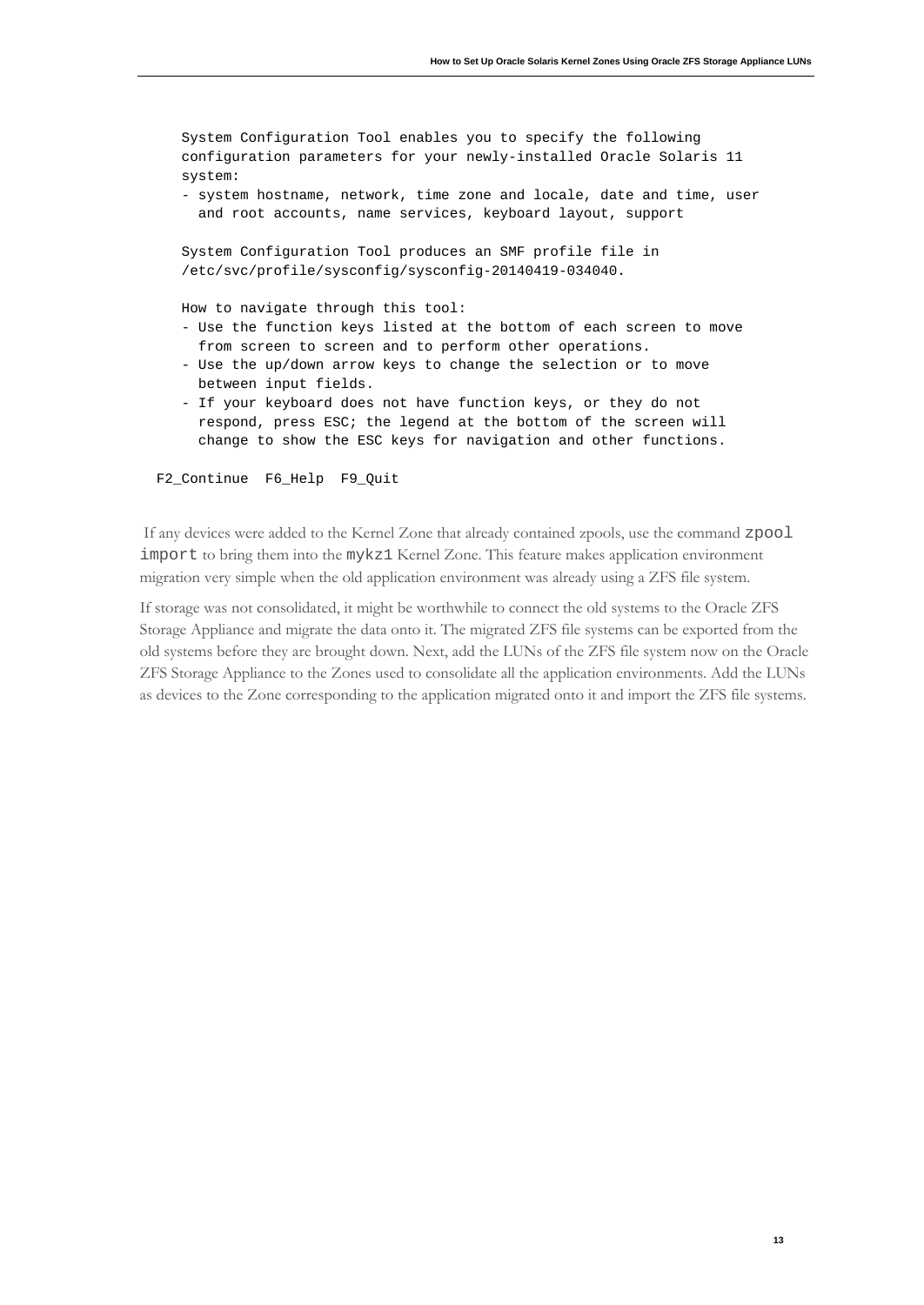```
System Configuration Tool enables you to specify the following
configuration parameters for your newly-installed Oracle Solaris 11
system:
- system hostname, network, time zone and locale, date and time, user
  and root accounts, name services, keyboard layout, support

System Configuration Tool produces an SMF profile file in
/etc/svc/profile/sysconfig/sysconfig-20140419-034040.

How to navigate through this tool:
- Use the function keys listed at the bottom of each screen to move
  from screen to screen and to perform other operations.
- Use the up/down arrow keys to change the selection or to move
  between input fields.
- If your keyboard does not have function keys, or they do not
  respond, press ESC; the legend at the bottom of the screen will
  change to show the ESC keys for navigation and other functions.

F2_Continue  F6_Help  F9_Quit
```

If any devices were added to the Kernel Zone that already contained zpools, use the command `zpool import` to bring them into the `mykz1` Kernel Zone. This feature makes application environment migration very simple when the old application environment was already using a ZFS file system.

If storage was not consolidated, it might be worthwhile to connect the old systems to the Oracle ZFS Storage Appliance and migrate the data onto it. The migrated ZFS file systems can be exported from the old systems before they are brought down. Next, add the LUNs of the ZFS file system now on the Oracle ZFS Storage Appliance to the Zones used to consolidate all the application environments. Add the LUNs as devices to the Zone corresponding to the application migrated onto it and import the ZFS file systems.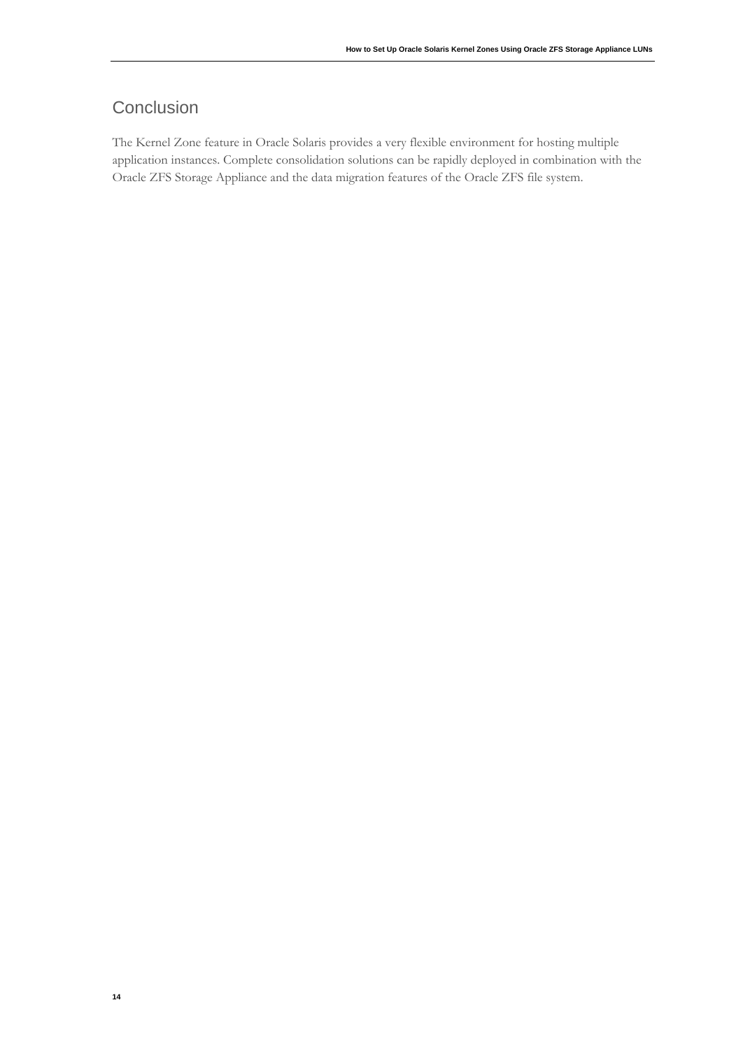## Conclusion

The Kernel Zone feature in Oracle Solaris provides a very flexible environment for hosting multiple application instances. Complete consolidation solutions can be rapidly deployed in combination with the Oracle ZFS Storage Appliance and the data migration features of the Oracle ZFS file system.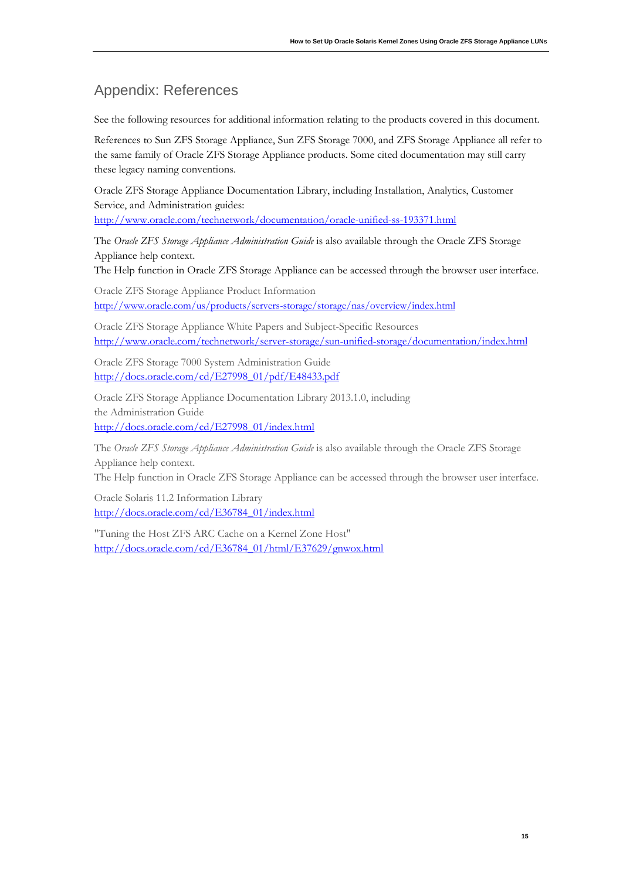## Appendix: References

See the following resources for additional information relating to the products covered in this document.

References to Sun ZFS Storage Appliance, Sun ZFS Storage 7000, and ZFS Storage Appliance all refer to the same family of Oracle ZFS Storage Appliance products. Some cited documentation may still carry these legacy naming conventions.

Oracle ZFS Storage Appliance Documentation Library, including Installation, Analytics, Customer Service, and Administration guides:
http://www.oracle.com/technetwork/documentation/oracle-unified-ss-193371.html

The *Oracle ZFS Storage Appliance Administration Guide* is also available through the Oracle ZFS Storage Appliance help context.
The Help function in Oracle ZFS Storage Appliance can be accessed through the browser user interface.

Oracle ZFS Storage Appliance Product Information
http://www.oracle.com/us/products/servers-storage/storage/nas/overview/index.html

Oracle ZFS Storage Appliance White Papers and Subject-Specific Resources
http://www.oracle.com/technetwork/server-storage/sun-unified-storage/documentation/index.html

Oracle ZFS Storage 7000 System Administration Guide
http://docs.oracle.com/cd/E27998_01/pdf/E48433.pdf

Oracle ZFS Storage Appliance Documentation Library 2013.1.0, including the Administration Guide
http://docs.oracle.com/cd/E27998_01/index.html

The *Oracle ZFS Storage Appliance Administration Guide* is also available through the Oracle ZFS Storage Appliance help context.
The Help function in Oracle ZFS Storage Appliance can be accessed through the browser user interface.

Oracle Solaris 11.2 Information Library
http://docs.oracle.com/cd/E36784_01/index.html

"Tuning the Host ZFS ARC Cache on a Kernel Zone Host"
http://docs.oracle.com/cd/E36784_01/html/E37629/gnwox.html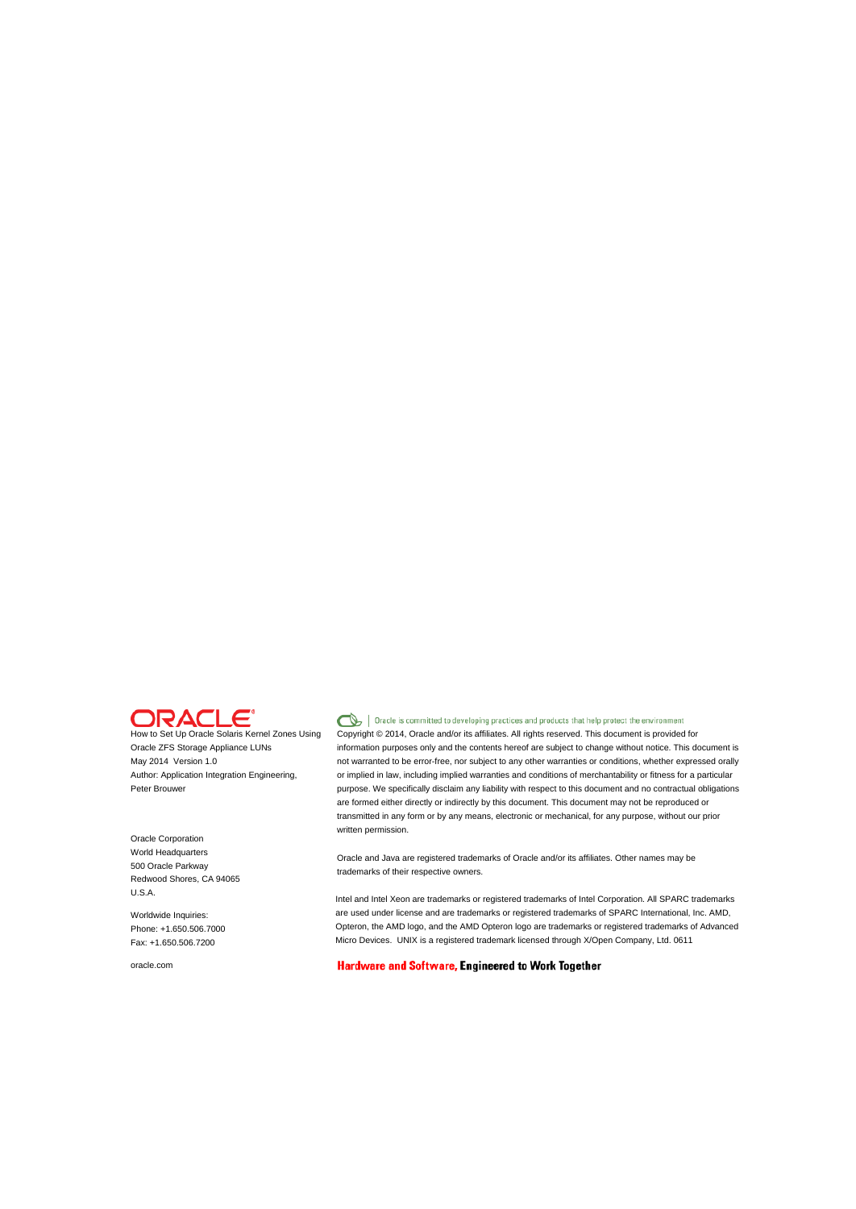ORACLE

How to Set Up Oracle Solaris Kernel Zones Using Oracle ZFS Storage Appliance LUNs
May 2014 Version 1.0
Author: Application Integration Engineering, Peter Brouwer

Oracle Corporation
World Headquarters
500 Oracle Parkway
Redwood Shores, CA 94065
U.S.A.

Worldwide Inquiries:
Phone: +1.650.506.7000
Fax: +1.650.506.7200

oracle.com

Oracle is committed to developing practices and products that help protect the environment

Copyright © 2014, Oracle and/or its affiliates. All rights reserved. This document is provided for information purposes only and the contents hereof are subject to change without notice. This document is not warranted to be error-free, nor subject to any other warranties or conditions, whether expressed orally or implied in law, including implied warranties and conditions of merchantability or fitness for a particular purpose. We specifically disclaim any liability with respect to this document and no contractual obligations are formed either directly or indirectly by this document. This document may not be reproduced or transmitted in any form or by any means, electronic or mechanical, for any purpose, without our prior written permission.

Oracle and Java are registered trademarks of Oracle and/or its affiliates. Other names may be trademarks of their respective owners.

Intel and Intel Xeon are trademarks or registered trademarks of Intel Corporation. All SPARC trademarks are used under license and are trademarks or registered trademarks of SPARC International, Inc. AMD, Opteron, the AMD logo, and the AMD Opteron logo are trademarks or registered trademarks of Advanced Micro Devices. UNIX is a registered trademark licensed through X/Open Company, Ltd. 0611

**Hardware and Software, Engineered to Work Together**